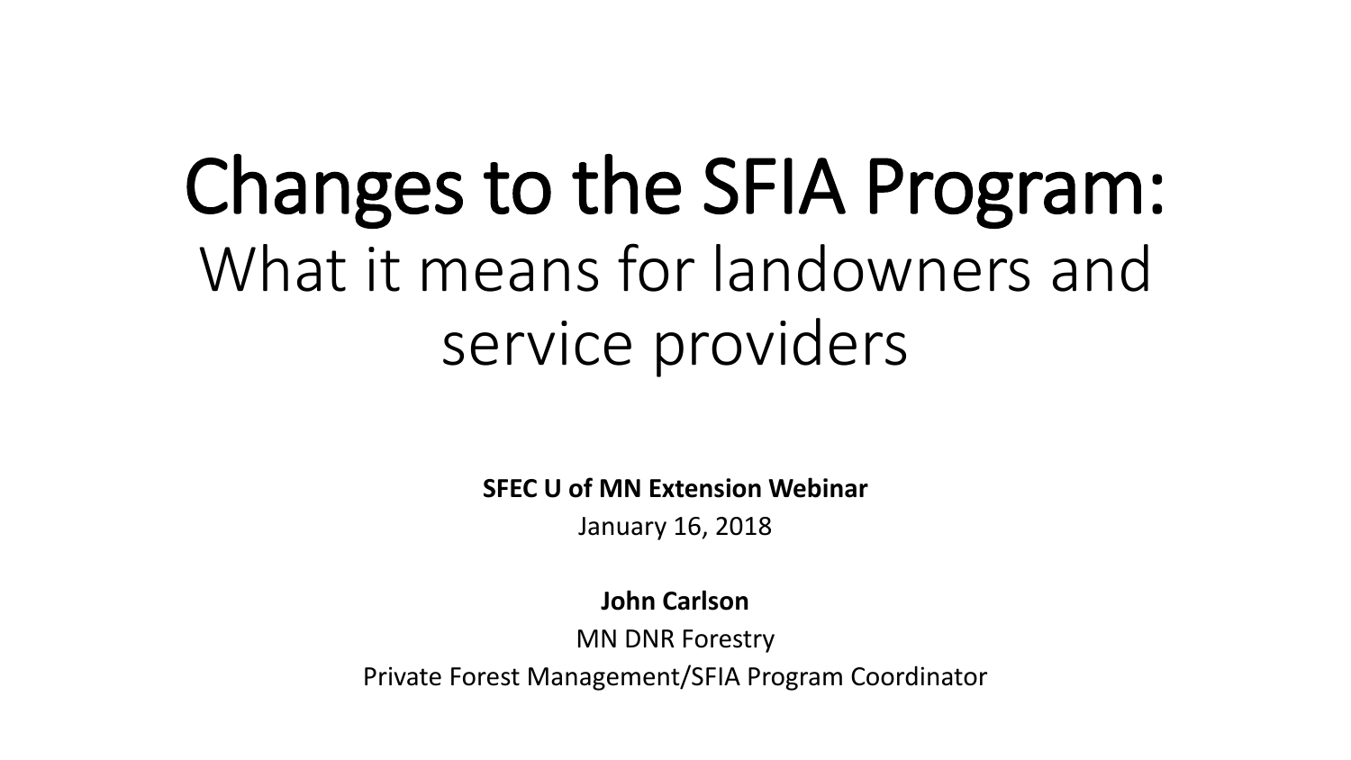# Changes to the SFIA Program:

## What it means for landowners and service providers

**SFEC U of MN Extension Webinar**

January 16, 2018

**John Carlson**

MN DNR Forestry

Private Forest Management/SFIA Program Coordinator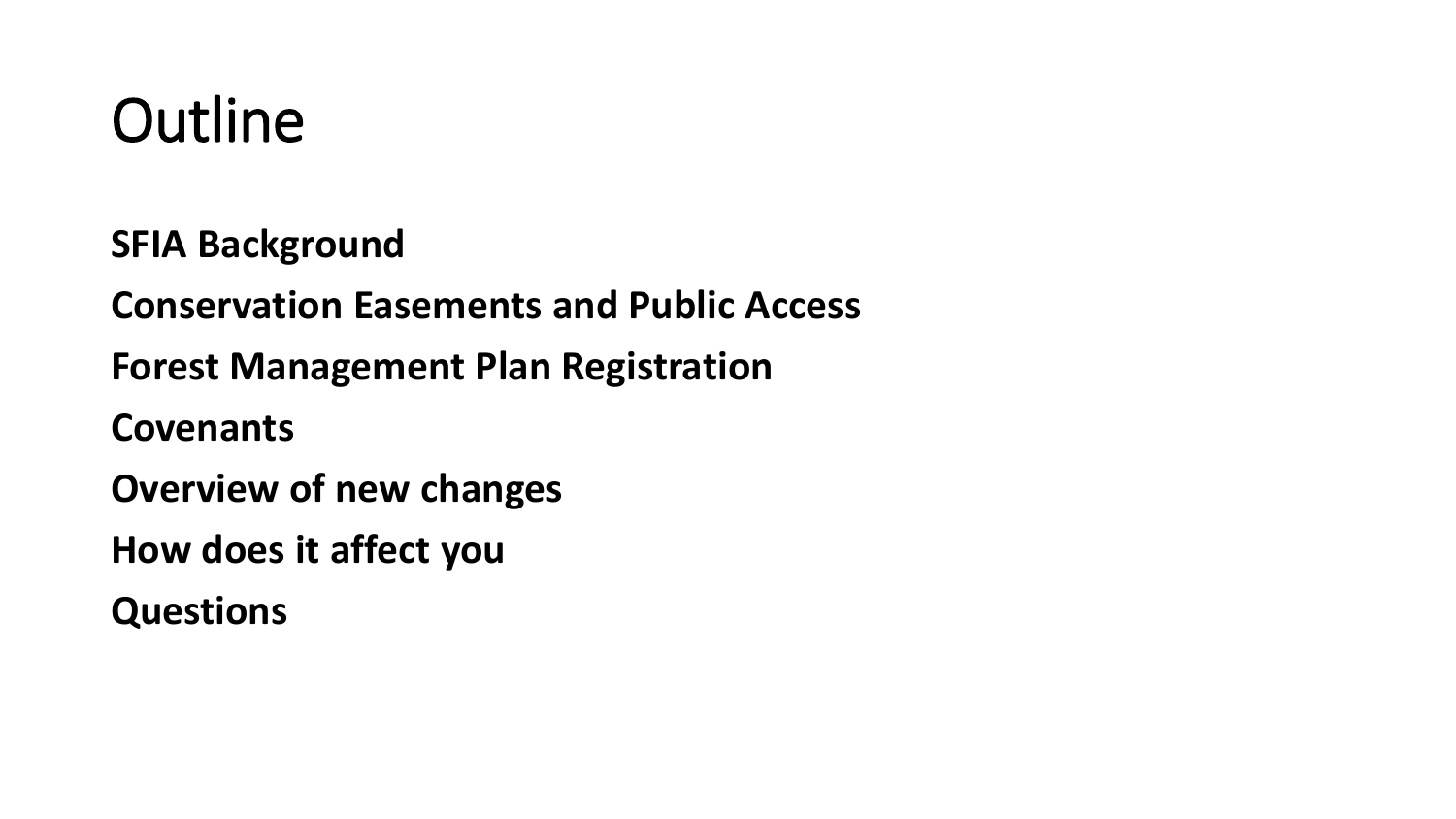# Outline

**SFIA Background**

**Conservation Easements and Public Access**

**Forest Management Plan Registration**

**Covenants**

**Overview of new changes**

**How does it affect you**

**Questions**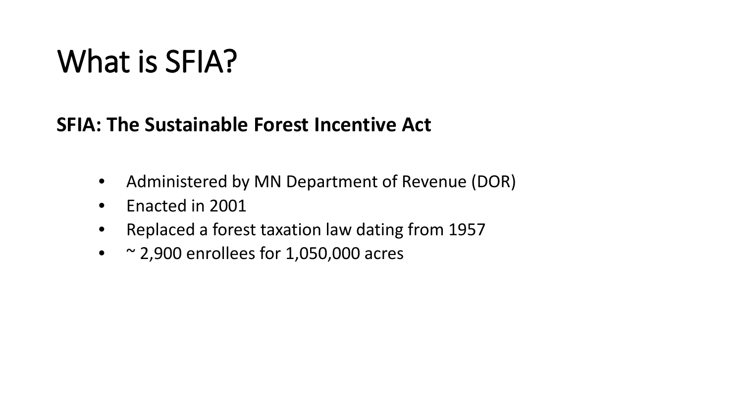# What is SFIA?

**SFIA: The Sustainable Forest Incentive Act**

- Administered by MN Department of Revenue (DOR)
- Enacted in 2001
- Replaced a forest taxation law dating from 1957
- ~ 2,900 enrollees for 1,050,000 acres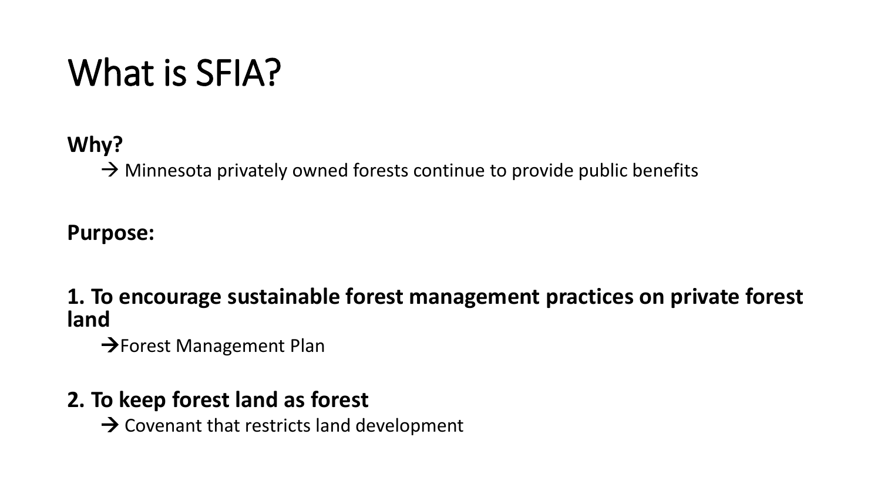# What is SFIA?

**Why?**

→ Minnesota privately owned forests continue to provide public benefits

**Purpose:**

**1. To encourage sustainable forest management practices on private forest land**

→Forest Management Plan

**2. To keep forest land as forest**

→ Covenant that restricts land development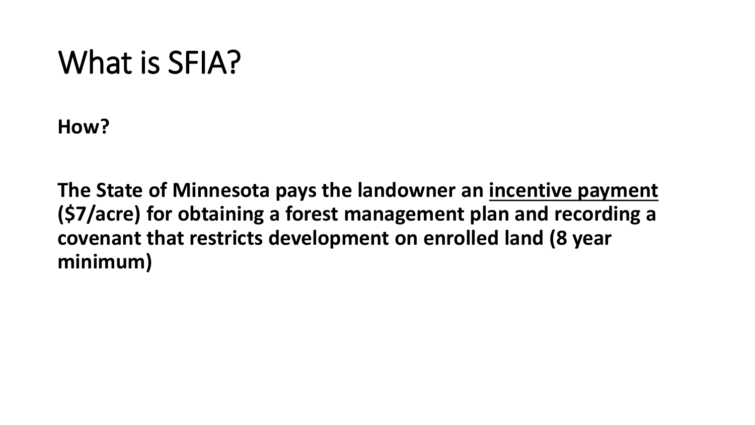# What is SFIA?

**How?**

**The State of Minnesota pays the landowner an <u>incentive payment</u> ($7/acre) for obtaining a forest management plan and recording a covenant that restricts development on enrolled land (8 year minimum)**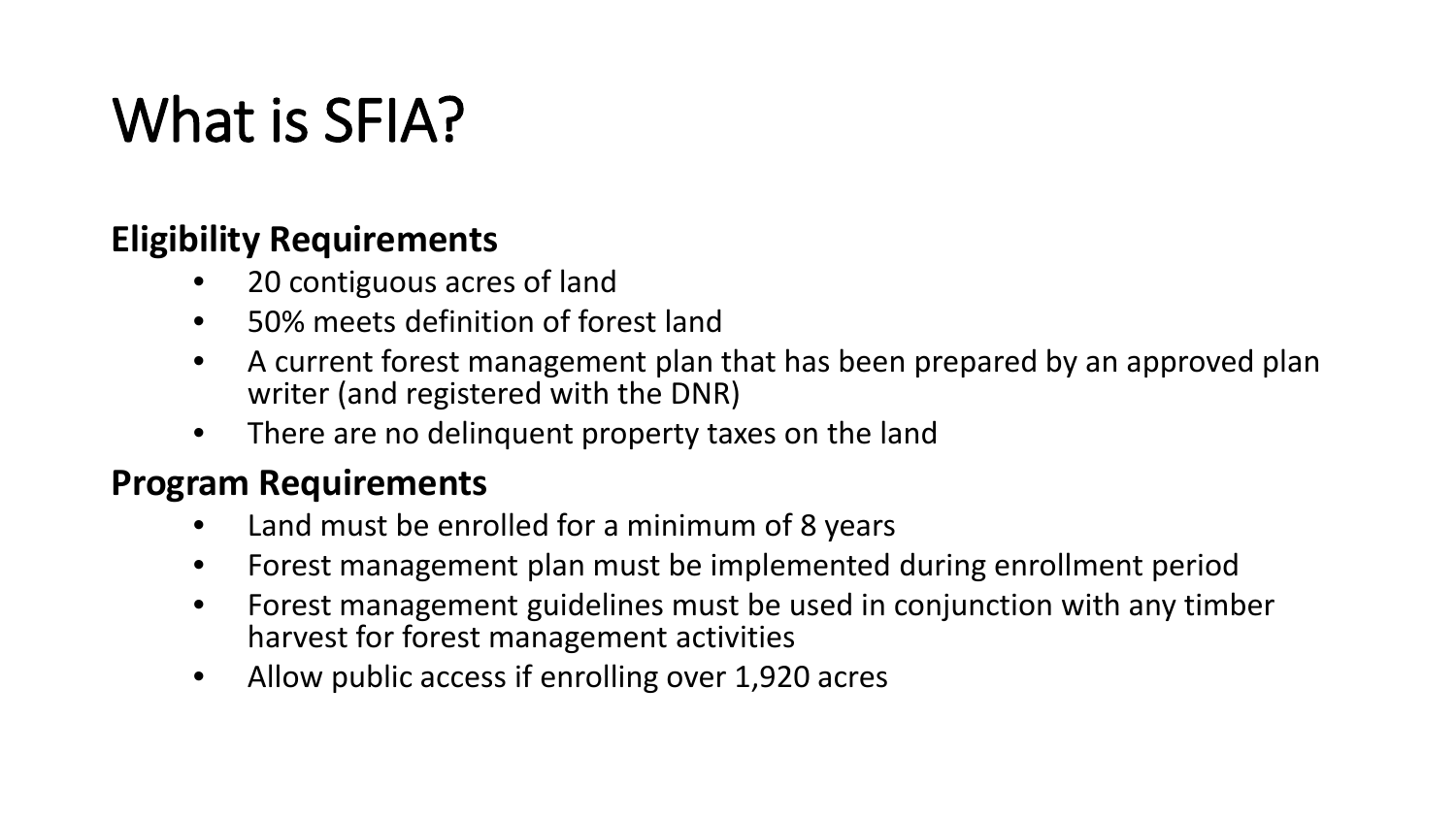# What is SFIA?

**Eligibility Requirements**

- 20 contiguous acres of land
- 50% meets definition of forest land
- A current forest management plan that has been prepared by an approved plan writer (and registered with the DNR)
- There are no delinquent property taxes on the land

**Program Requirements**

- Land must be enrolled for a minimum of 8 years
- Forest management plan must be implemented during enrollment period
- Forest management guidelines must be used in conjunction with any timber harvest for forest management activities
- Allow public access if enrolling over 1,920 acres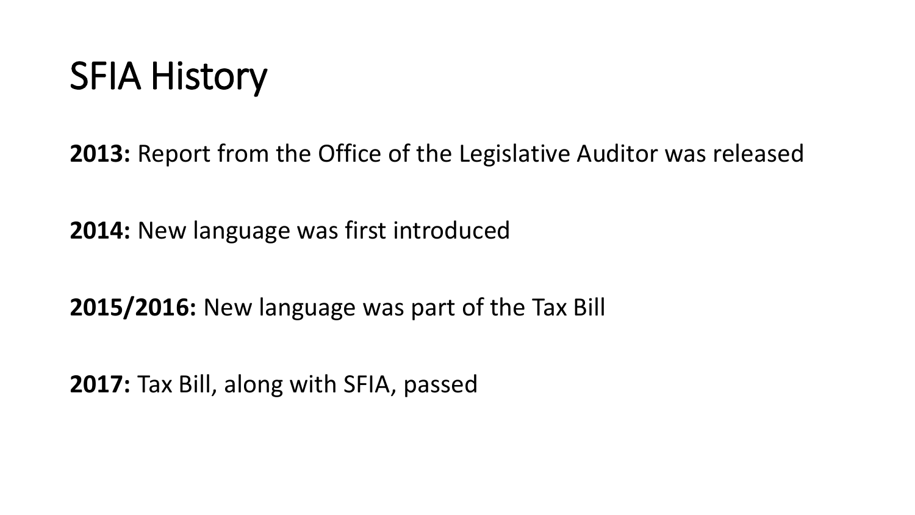# SFIA History

**2013:** Report from the Office of the Legislative Auditor was released

**2014:** New language was first introduced

**2015/2016:** New language was part of the Tax Bill

**2017:** Tax Bill, along with SFIA, passed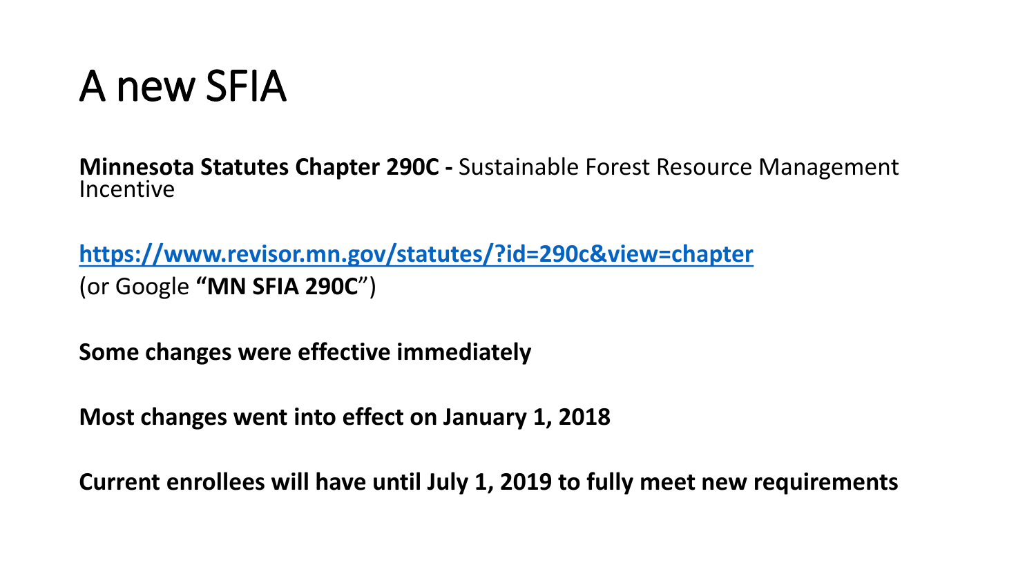# A new SFIA

**Minnesota Statutes Chapter 290C -** Sustainable Forest Resource Management Incentive

[**https://www.revisor.mn.gov/statutes/?id=290c&view=chapter**](https://www.revisor.mn.gov/statutes/?id=290c&view=chapter)
(or Google **"MN SFIA 290C**")

**Some changes were effective immediately**

**Most changes went into effect on January 1, 2018**

**Current enrollees will have until July 1, 2019 to fully meet new requirements**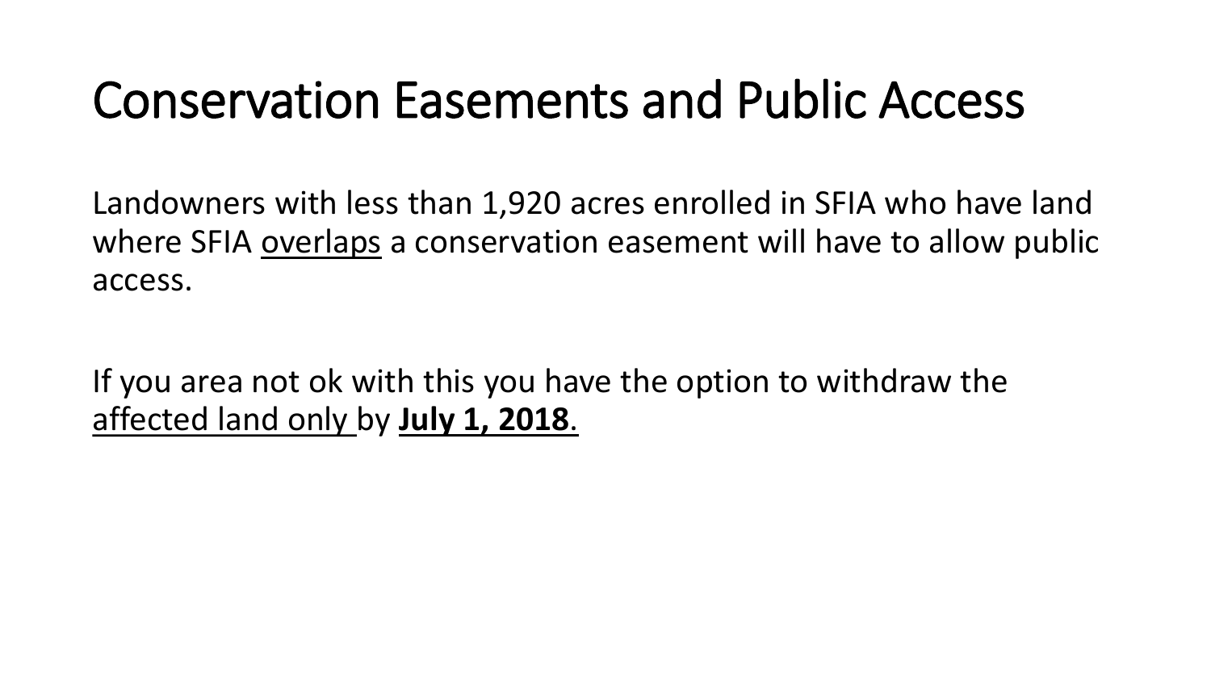# Conservation Easements and Public Access

Landowners with less than 1,920 acres enrolled in SFIA who have land where SFIA <u>overlaps</u> a conservation easement will have to allow public access.

If you area not ok with this you have the option to withdraw the <u>affected land only</u> by <u>**July 1, 2018**</u>.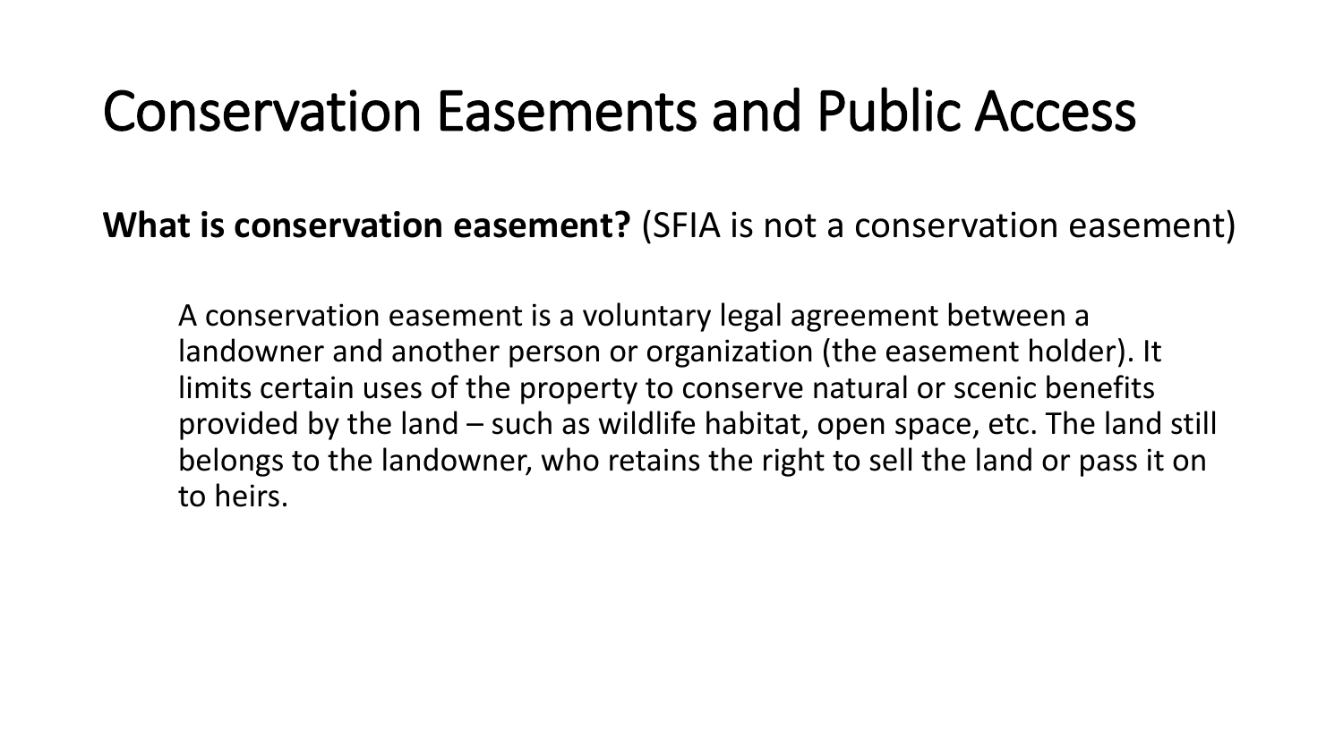# Conservation Easements and Public Access

**What is conservation easement?** (SFIA is not a conservation easement)

A conservation easement is a voluntary legal agreement between a landowner and another person or organization (the easement holder). It limits certain uses of the property to conserve natural or scenic benefits provided by the land – such as wildlife habitat, open space, etc. The land still belongs to the landowner, who retains the right to sell the land or pass it on to heirs.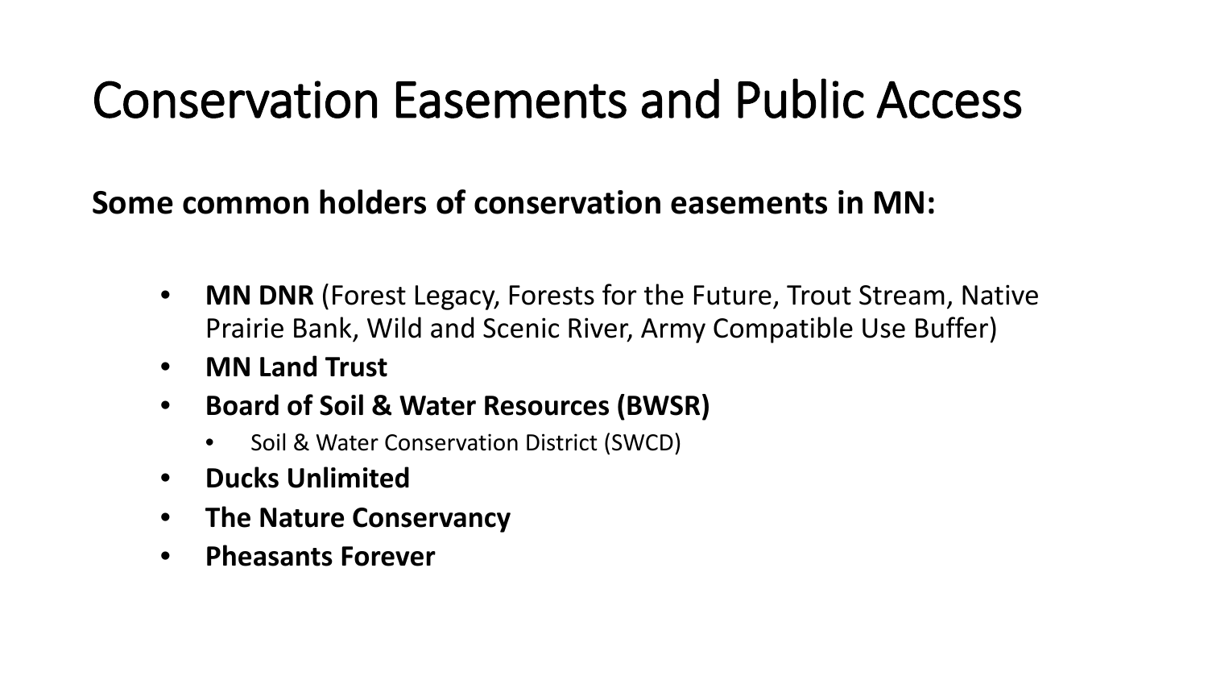# Conservation Easements and Public Access

**Some common holders of conservation easements in MN:**

- **MN DNR** (Forest Legacy, Forests for the Future, Trout Stream, Native Prairie Bank, Wild and Scenic River, Army Compatible Use Buffer)
- **MN Land Trust**
- **Board of Soil & Water Resources (BWSR)**
    - Soil & Water Conservation District (SWCD)
- **Ducks Unlimited**
- **The Nature Conservancy**
- **Pheasants Forever**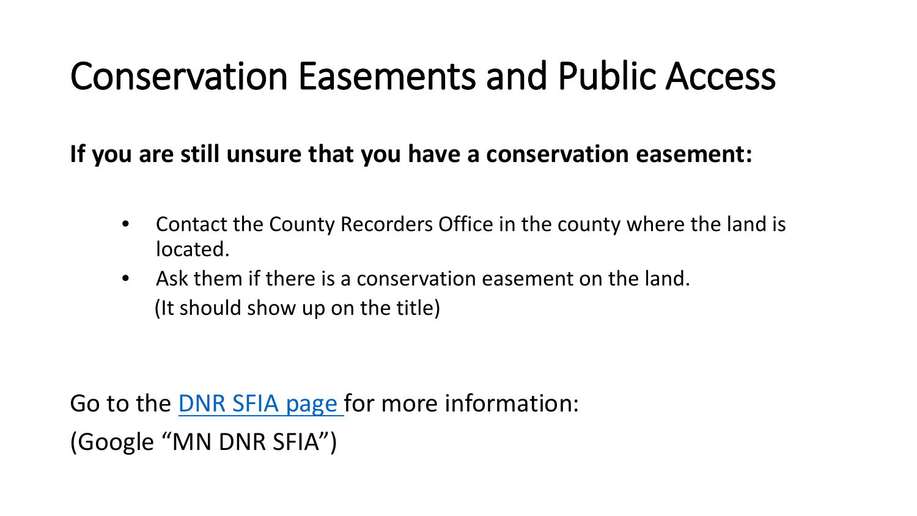# Conservation Easements and Public Access

**If you are still unsure that you have a conservation easement:**

- Contact the County Recorders Office in the county where the land is located.
- Ask them if there is a conservation easement on the land.
  (It should show up on the title)

Go to the DNR SFIA page for more information:

(Google "MN DNR SFIA")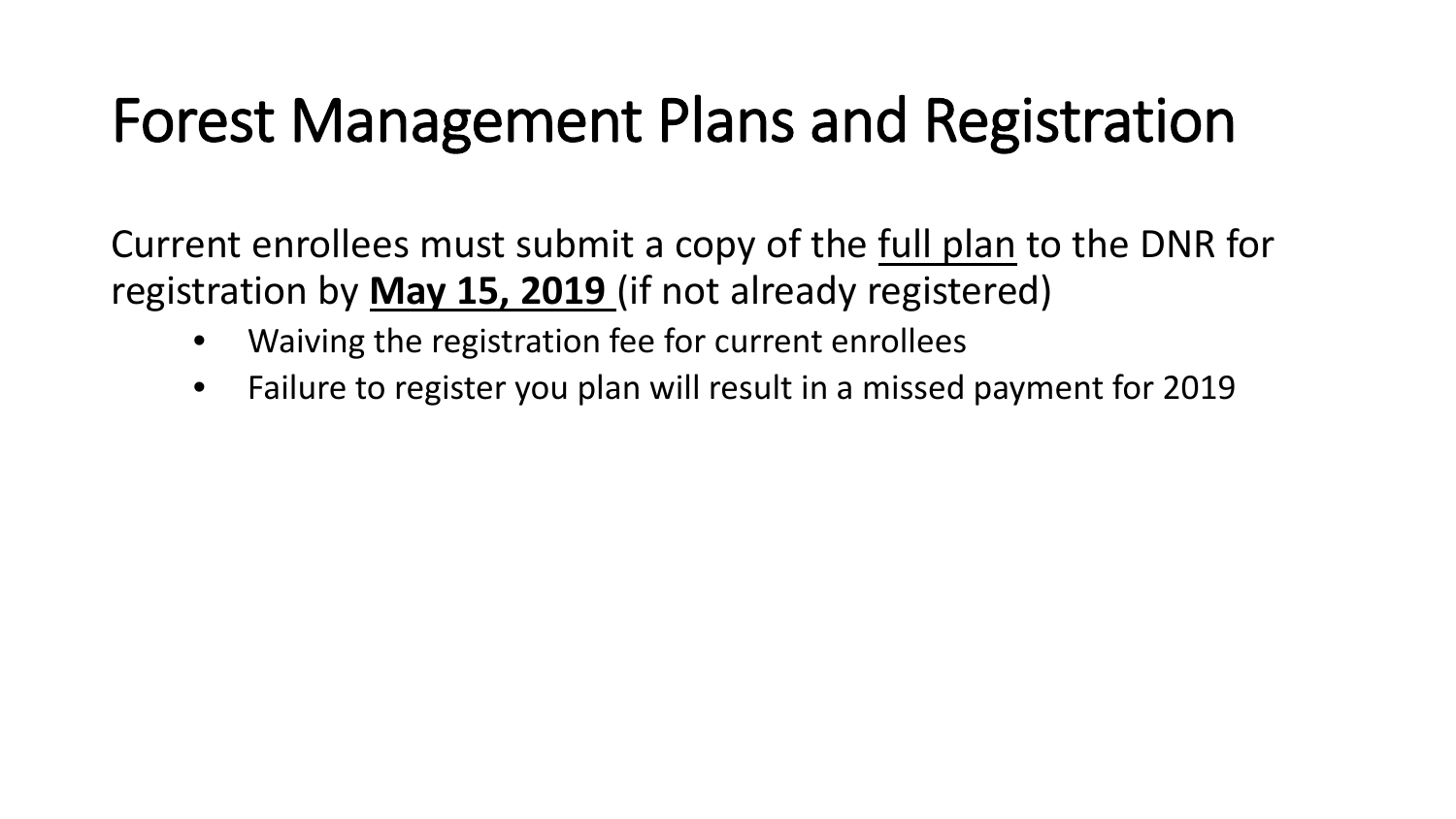# Forest Management Plans and Registration

Current enrollees must submit a copy of the <u>full plan</u> to the DNR for registration by <u>**May 15, 2019**</u> (if not already registered)

- Waiving the registration fee for current enrollees
- Failure to register you plan will result in a missed payment for 2019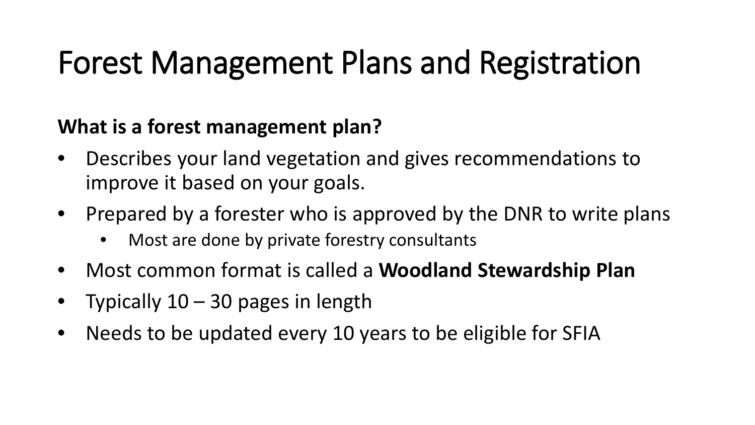# Forest Management Plans and Registration

**What is a forest management plan?**

- Describes your land vegetation and gives recommendations to improve it based on your goals.
- Prepared by a forester who is approved by the DNR to write plans
  - Most are done by private forestry consultants
- Most common format is called a **Woodland Stewardship Plan**
- Typically 10 – 30 pages in length
- Needs to be updated every 10 years to be eligible for SFIA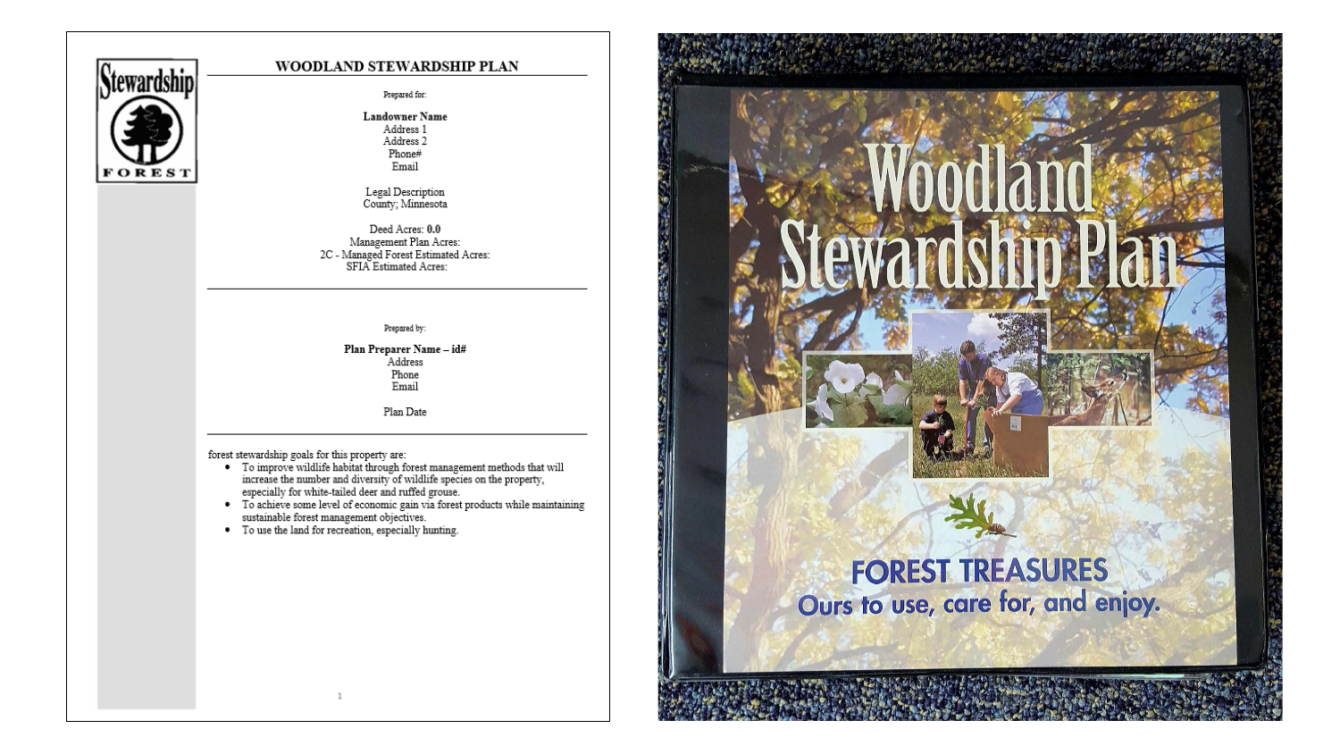# WOODLAND STEWARDSHIP PLAN

Stewardship

FOREST

Prepared for:

**Landowner Name**
Address 1
Address 2
Phone#
Email

Legal Description
County; Minnesota

Deed Acres: **0.0**
Management Plan Acres:
2C - Managed Forest Estimated Acres:
SFIA Estimated Acres:

---

Prepared by:

**Plan Preparer Name – id#**
Address
Phone
Email

Plan Date

---

forest stewardship goals for this property are:

- To improve wildlife habitat through forest management methods that will increase the number and diversity of wildlife species on the property, especially for white-tailed deer and ruffed grouse.
- To achieve some level of economic gain via forest products while maintaining sustainable forest management objectives.
- To use the land for recreation, especially hunting.

# Woodland Stewardship Plan

**FOREST TREASURES**
**Ours to use, care for, and enjoy.**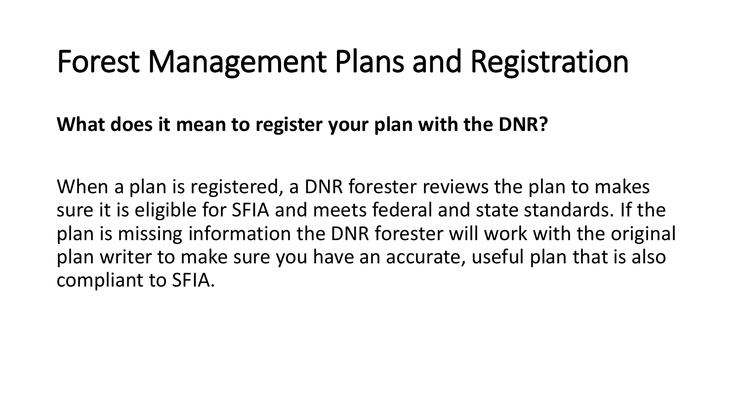# Forest Management Plans and Registration

**What does it mean to register your plan with the DNR?**

When a plan is registered, a DNR forester reviews the plan to makes sure it is eligible for SFIA and meets federal and state standards. If the plan is missing information the DNR forester will work with the original plan writer to make sure you have an accurate, useful plan that is also compliant to SFIA.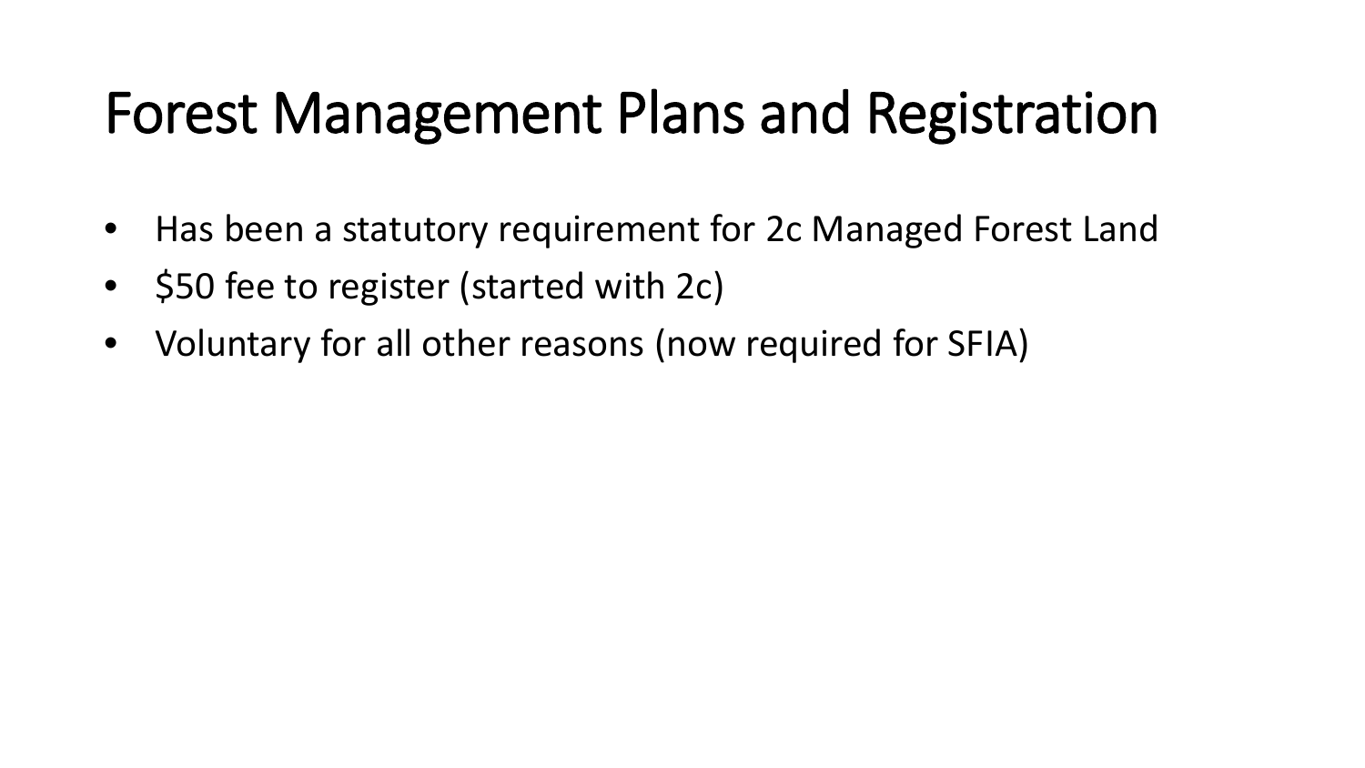# Forest Management Plans and Registration

- Has been a statutory requirement for 2c Managed Forest Land
- $50 fee to register (started with 2c)
- Voluntary for all other reasons (now required for SFIA)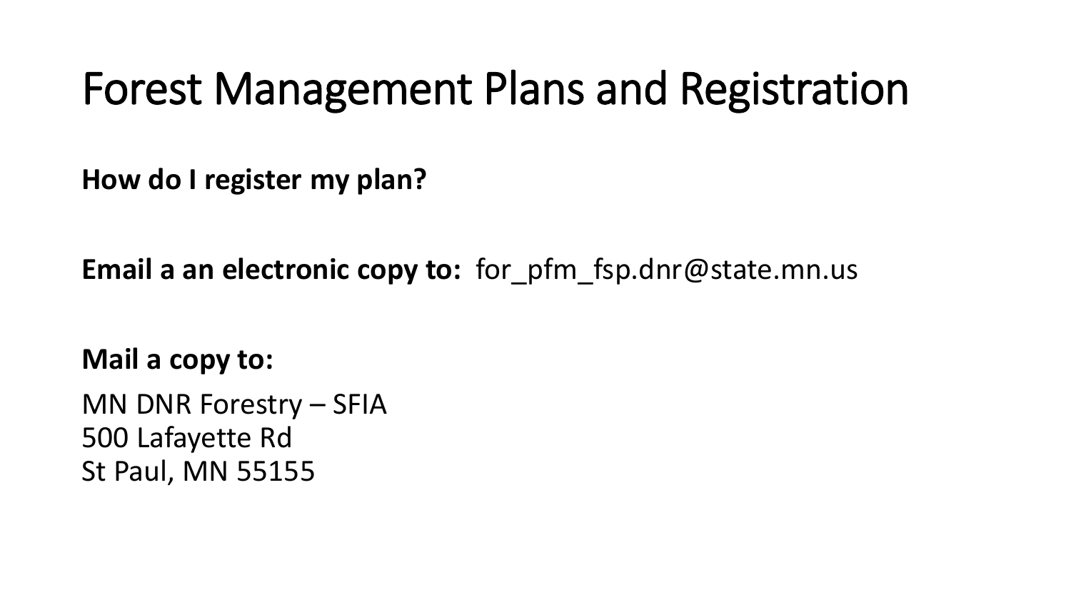# Forest Management Plans and Registration

**How do I register my plan?**

**Email a an electronic copy to:** for_pfm_fsp.dnr@state.mn.us

**Mail a copy to:**

MN DNR Forestry – SFIA
500 Lafayette Rd
St Paul, MN 55155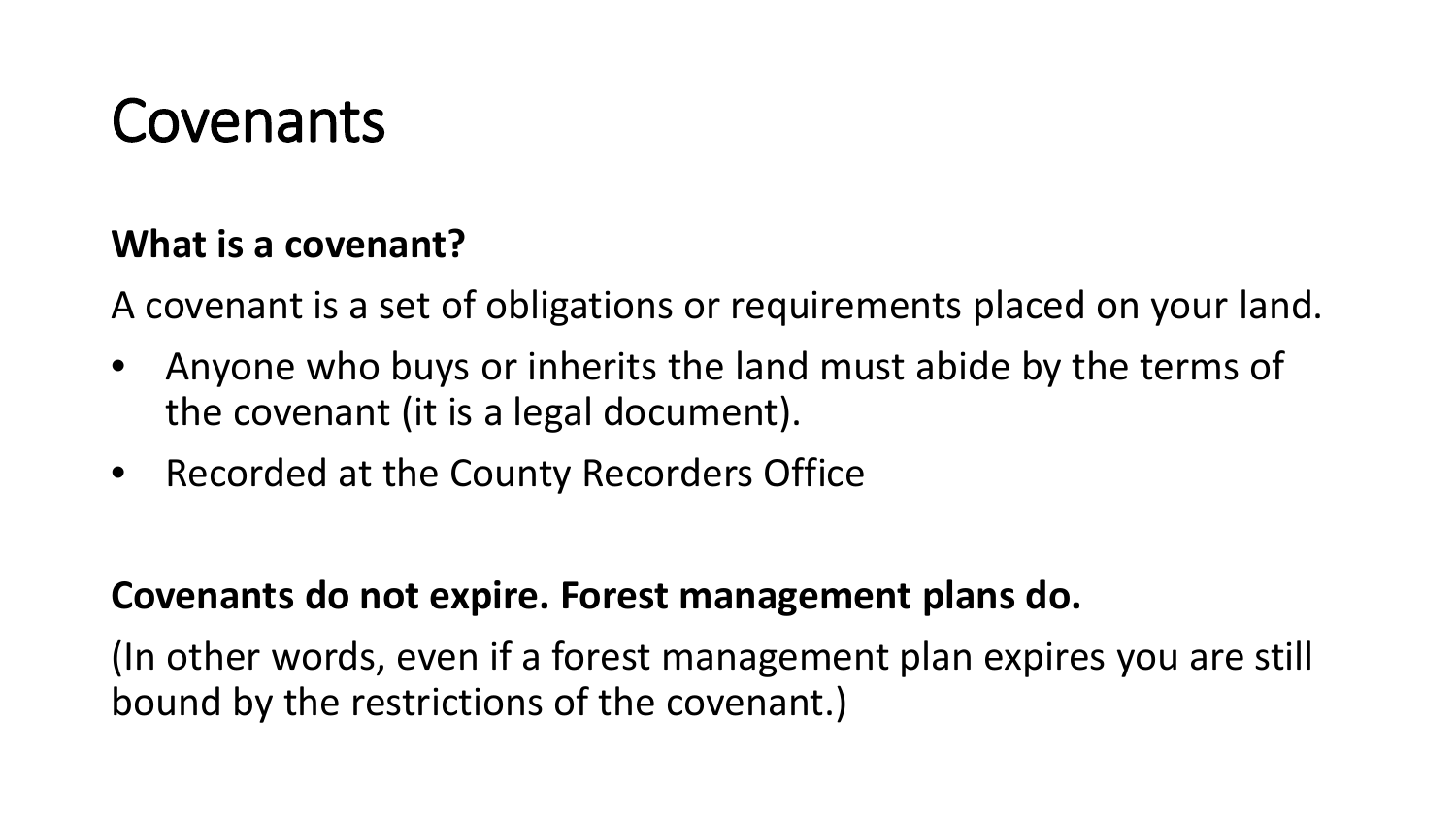# Covenants

**What is a covenant?**

A covenant is a set of obligations or requirements placed on your land.

- Anyone who buys or inherits the land must abide by the terms of the covenant (it is a legal document).
- Recorded at the County Recorders Office

**Covenants do not expire. Forest management plans do.**

(In other words, even if a forest management plan expires you are still bound by the restrictions of the covenant.)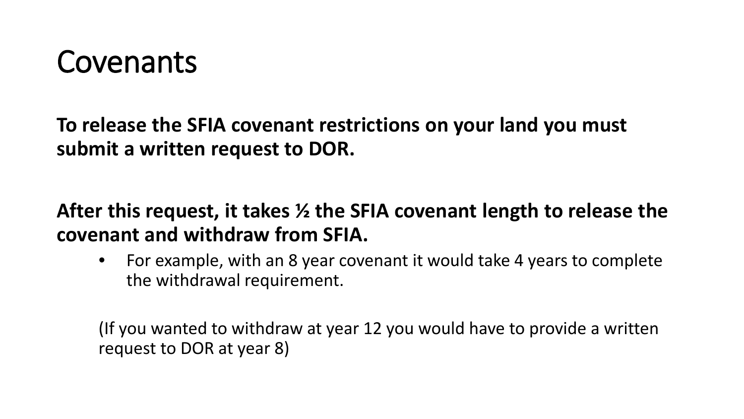# Covenants

**To release the SFIA covenant restrictions on your land you must submit a written request to DOR.**

**After this request, it takes ½ the SFIA covenant length to release the covenant and withdraw from SFIA.**

- For example, with an 8 year covenant it would take 4 years to complete the withdrawal requirement.

(If you wanted to withdraw at year 12 you would have to provide a written request to DOR at year 8)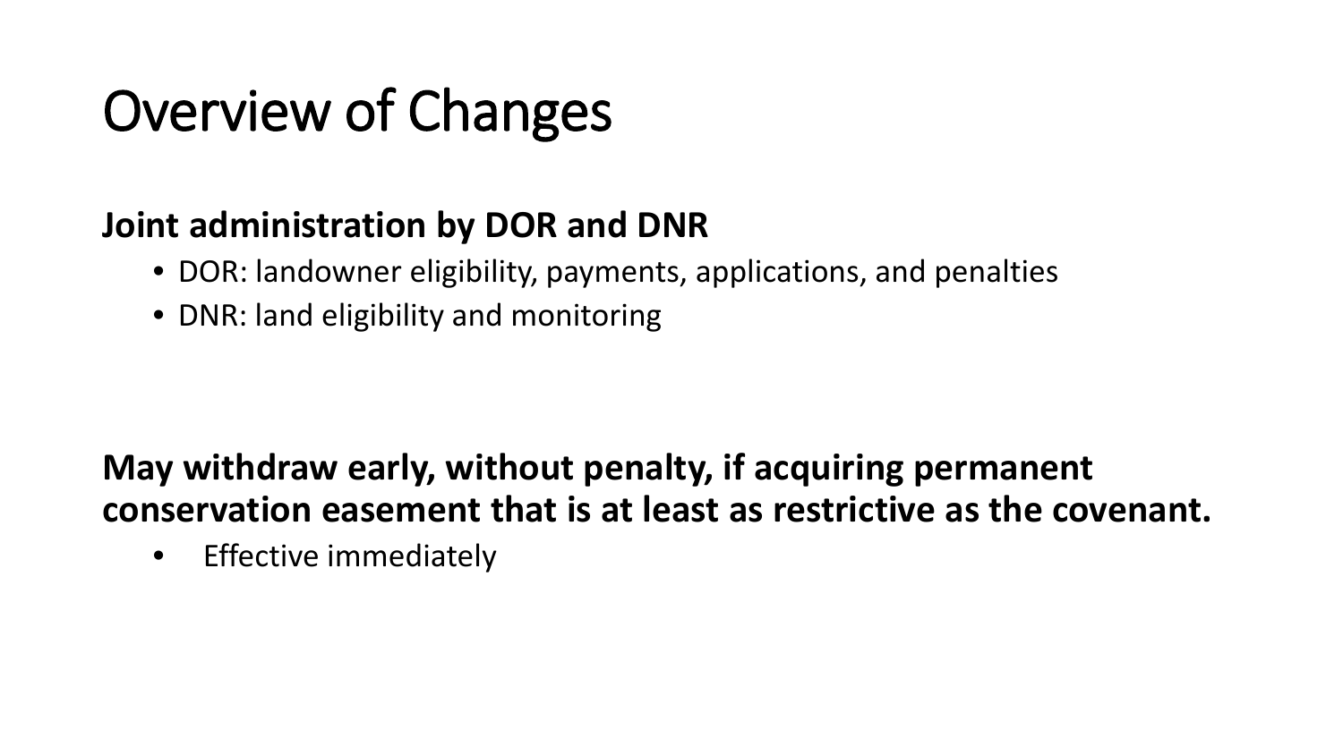# Overview of Changes

**Joint administration by DOR and DNR**

- DOR: landowner eligibility, payments, applications, and penalties
- DNR: land eligibility and monitoring

**May withdraw early, without penalty, if acquiring permanent conservation easement that is at least as restrictive as the covenant.**

- Effective immediately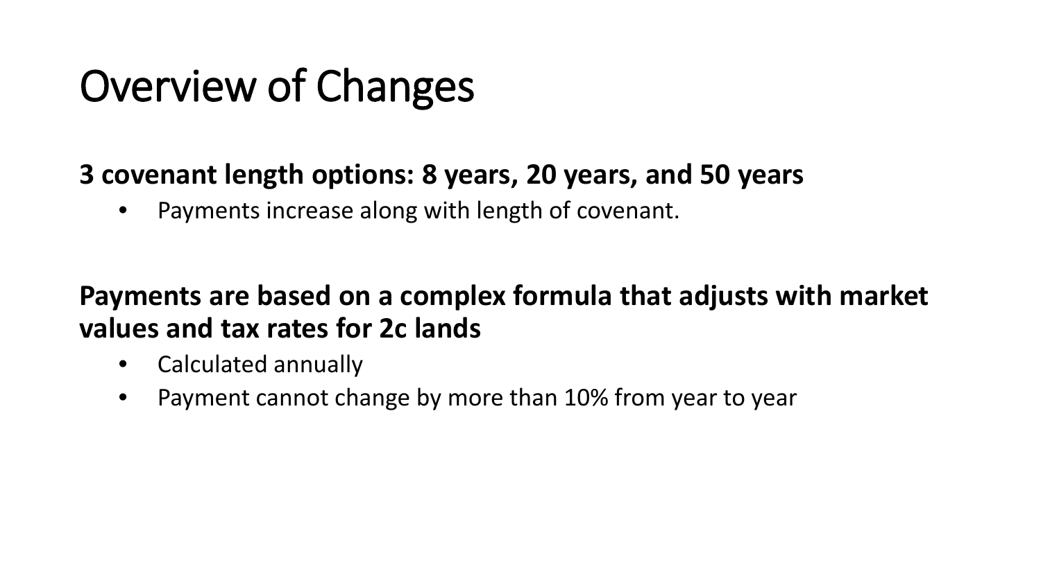# Overview of Changes

**3 covenant length options: 8 years, 20 years, and 50 years**

- Payments increase along with length of covenant.

**Payments are based on a complex formula that adjusts with market values and tax rates for 2c lands**

- Calculated annually
- Payment cannot change by more than 10% from year to year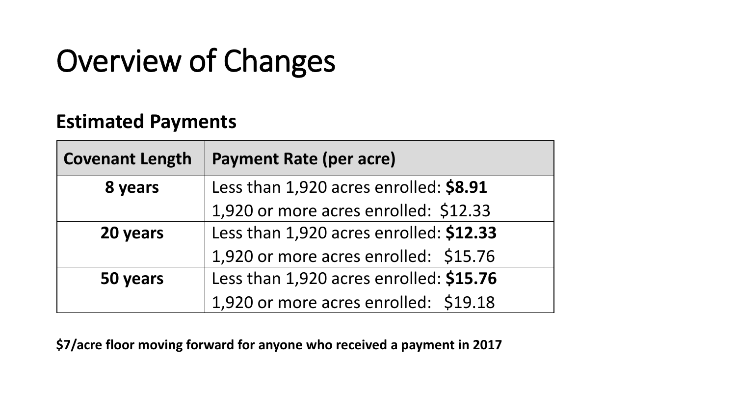# Overview of Changes

## Estimated Payments

| Covenant Length | Payment Rate (per acre) |
|---|---|
| 8 years | Less than 1,920 acres enrolled: **$8.91**<br>1,920 or more acres enrolled: $12.33 |
| 20 years | Less than 1,920 acres enrolled: **$12.33**<br>1,920 or more acres enrolled: $15.76 |
| 50 years | Less than 1,920 acres enrolled: **$15.76**<br>1,920 or more acres enrolled: $19.18 |

**$7/acre floor moving forward for anyone who received a payment in 2017**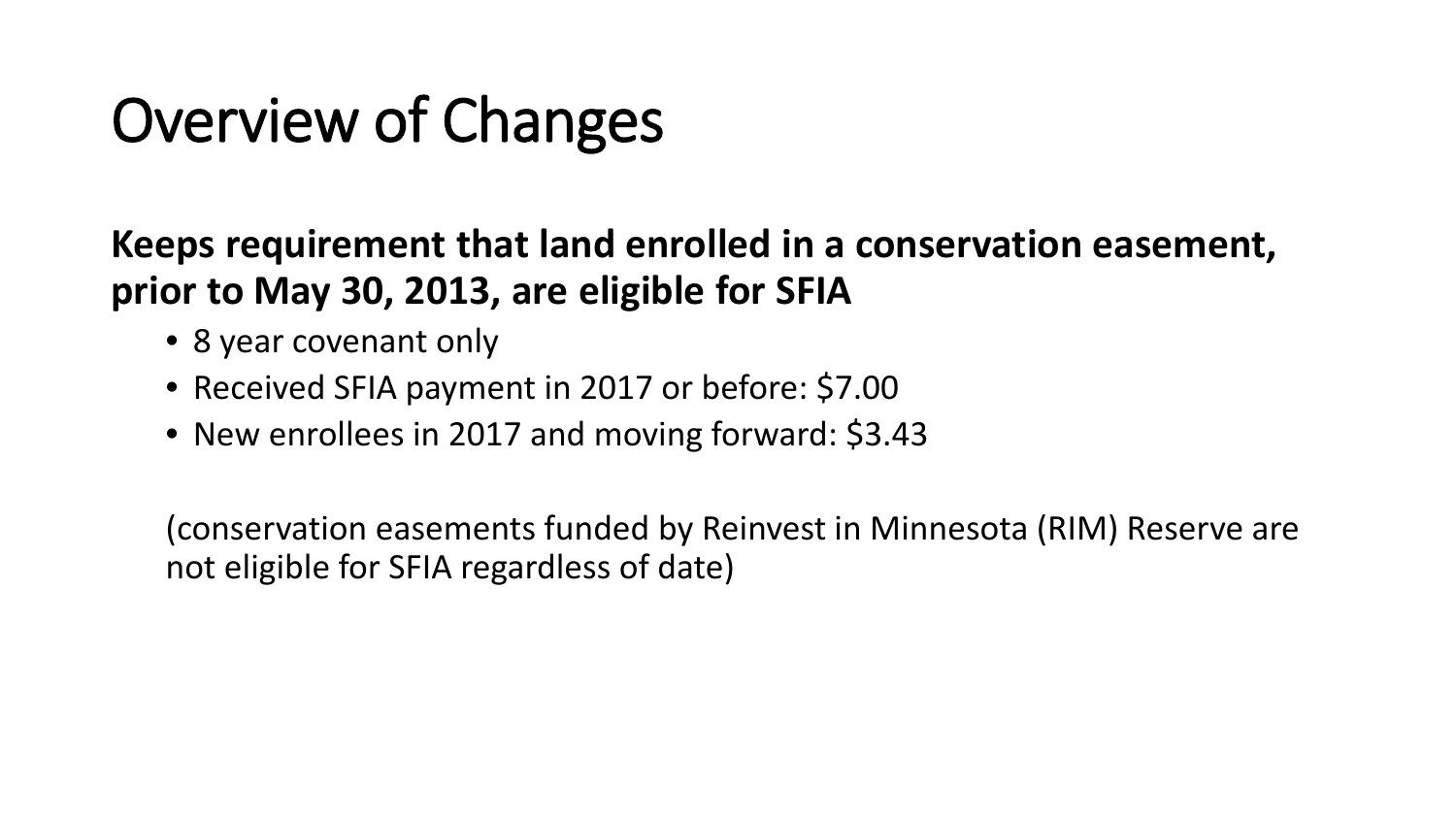# Overview of Changes

**Keeps requirement that land enrolled in a conservation easement, prior to May 30, 2013, are eligible for SFIA**

- 8 year covenant only
- Received SFIA payment in 2017 or before: $7.00
- New enrollees in 2017 and moving forward: $3.43

(conservation easements funded by Reinvest in Minnesota (RIM) Reserve are not eligible for SFIA regardless of date)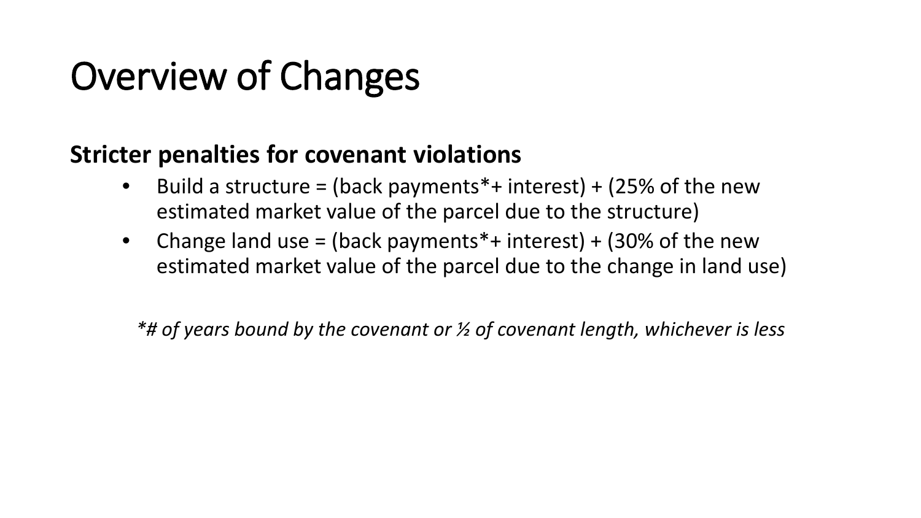# Overview of Changes

**Stricter penalties for covenant violations**

- Build a structure = (back payments*+ interest) + (25% of the new estimated market value of the parcel due to the structure)
- Change land use = (back payments*+ interest) + (30% of the new estimated market value of the parcel due to the change in land use)

*\*# of years bound by the covenant or ½ of covenant length, whichever is less*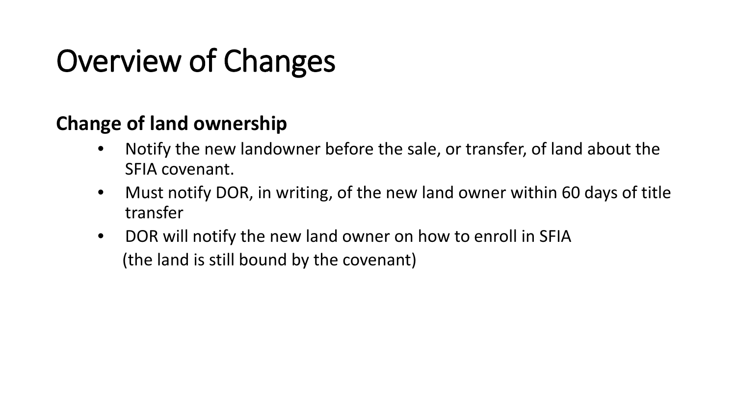# Overview of Changes

**Change of land ownership**

- Notify the new landowner before the sale, or transfer, of land about the SFIA covenant.
- Must notify DOR, in writing, of the new land owner within 60 days of title transfer
- DOR will notify the new land owner on how to enroll in SFIA
  (the land is still bound by the covenant)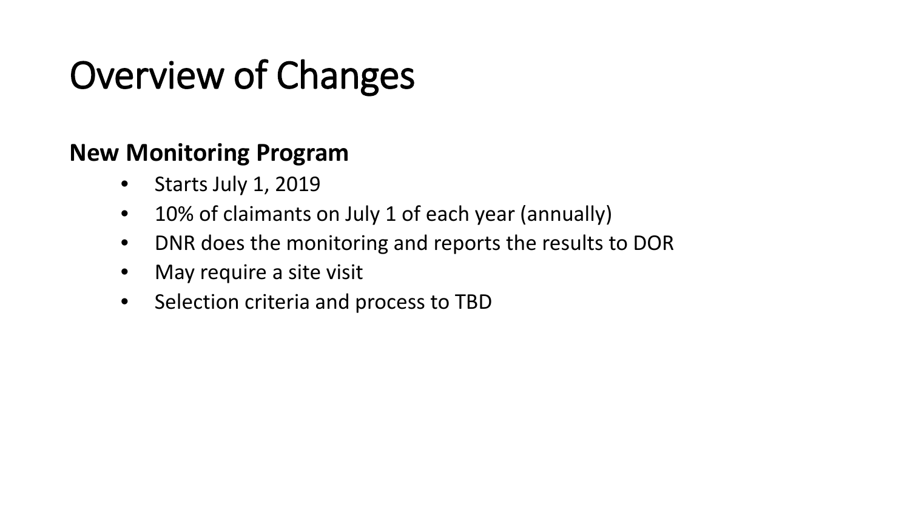# Overview of Changes

**New Monitoring Program**

- Starts July 1, 2019
- 10% of claimants on July 1 of each year (annually)
- DNR does the monitoring and reports the results to DOR
- May require a site visit
- Selection criteria and process to TBD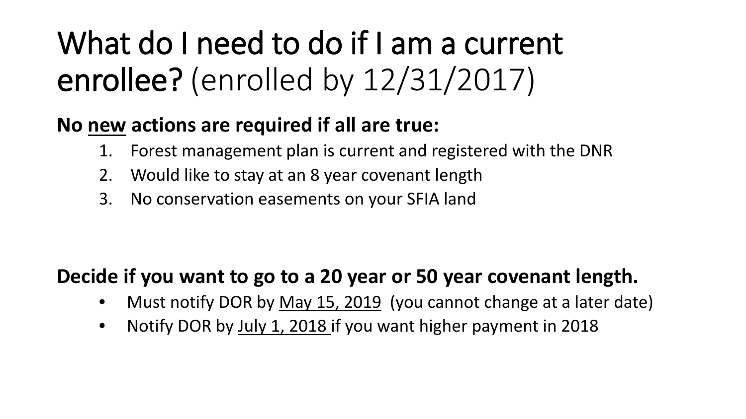# What do I need to do if I am a current enrollee? (enrolled by 12/31/2017)

**No new actions are required if all are true:**

1. Forest management plan is current and registered with the DNR
2. Would like to stay at an 8 year covenant length
3. No conservation easements on your SFIA land

**Decide if you want to go to a 20 year or 50 year covenant length.**

- Must notify DOR by May 15, 2019 (you cannot change at a later date)
- Notify DOR by July 1, 2018 if you want higher payment in 2018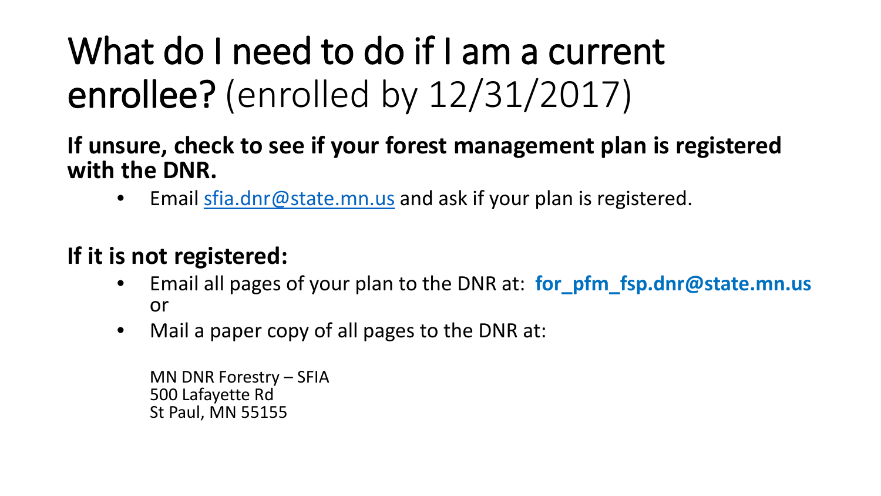# What do I need to do if I am a current enrollee? (enrolled by 12/31/2017)

**If unsure, check to see if your forest management plan is registered with the DNR.**

- Email sfia.dnr@state.mn.us and ask if your plan is registered.

**If it is not registered:**

- Email all pages of your plan to the DNR at: **for_pfm_fsp.dnr@state.mn.us** or
- Mail a paper copy of all pages to the DNR at:

  MN DNR Forestry – SFIA
  500 Lafayette Rd
  St Paul, MN 55155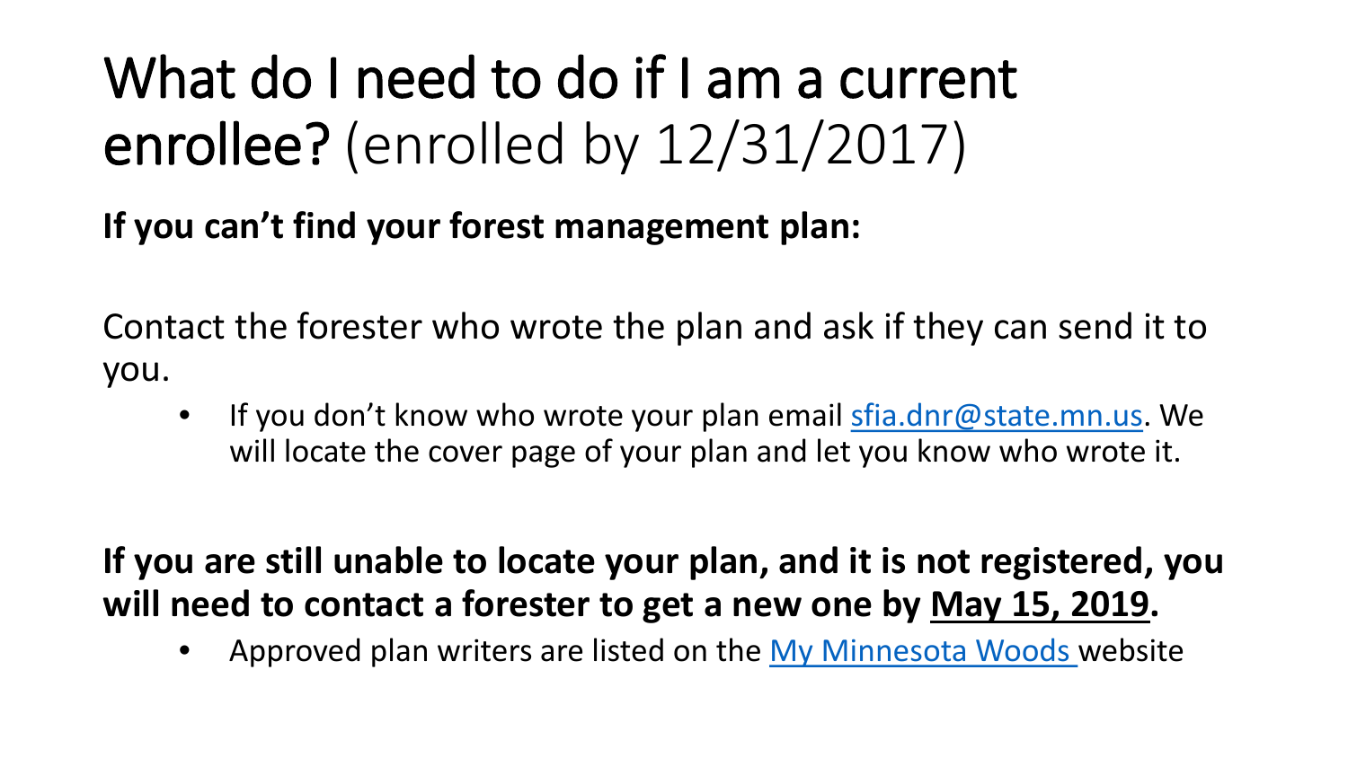# What do I need to do if I am a current enrollee? (enrolled by 12/31/2017)

**If you can't find your forest management plan:**

Contact the forester who wrote the plan and ask if they can send it to you.

- If you don't know who wrote your plan email [sfia.dnr@state.mn.us](mailto:sfia.dnr@state.mn.us). We will locate the cover page of your plan and let you know who wrote it.

**If you are still unable to locate your plan, and it is not registered, you will need to contact a forester to get a new one by <u>May 15, 2019</u>.**

- Approved plan writers are listed on the [My Minnesota Woods](#) website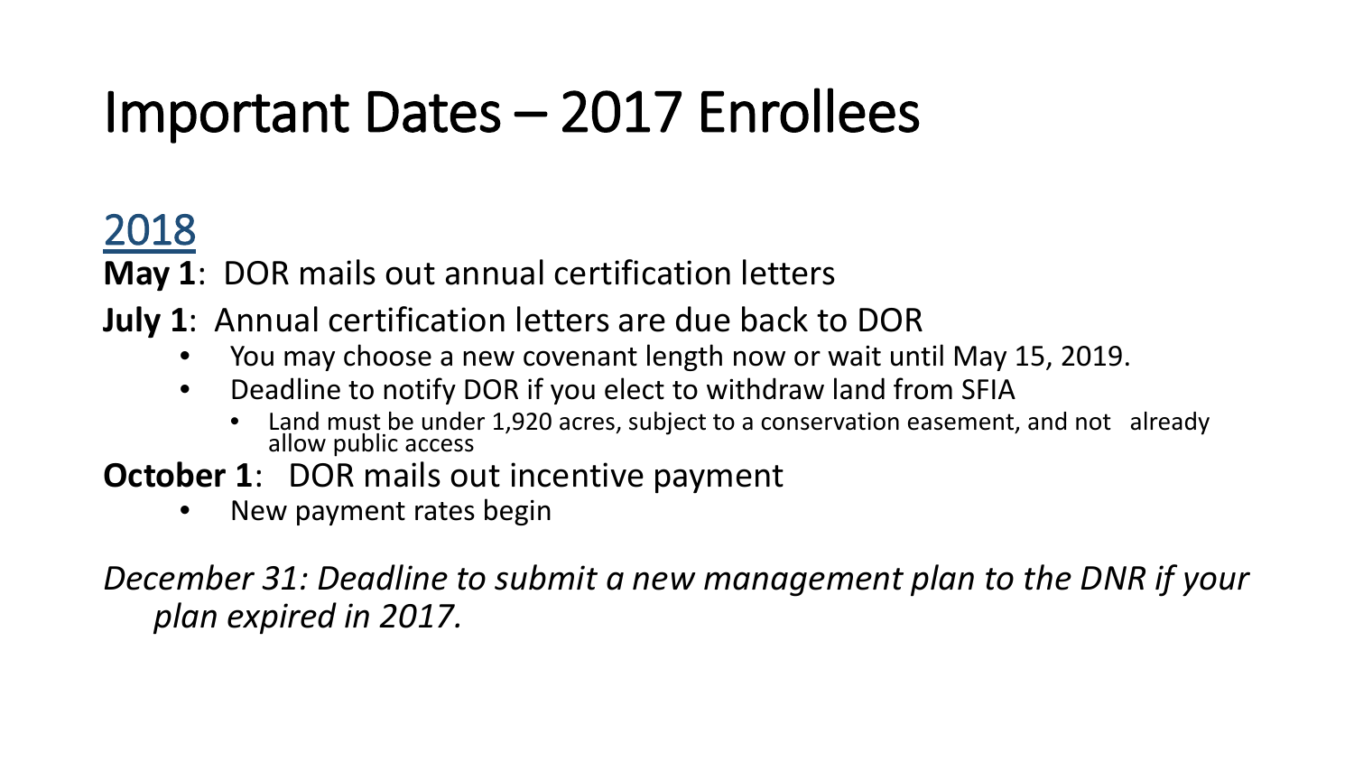# Important Dates – 2017 Enrollees

## 2018

**May 1**: DOR mails out annual certification letters

**July 1**: Annual certification letters are due back to DOR

- You may choose a new covenant length now or wait until May 15, 2019.
- Deadline to notify DOR if you elect to withdraw land from SFIA
  - Land must be under 1,920 acres, subject to a conservation easement, and not already allow public access

**October 1**: DOR mails out incentive payment

- New payment rates begin

*December 31: Deadline to submit a new management plan to the DNR if your plan expired in 2017.*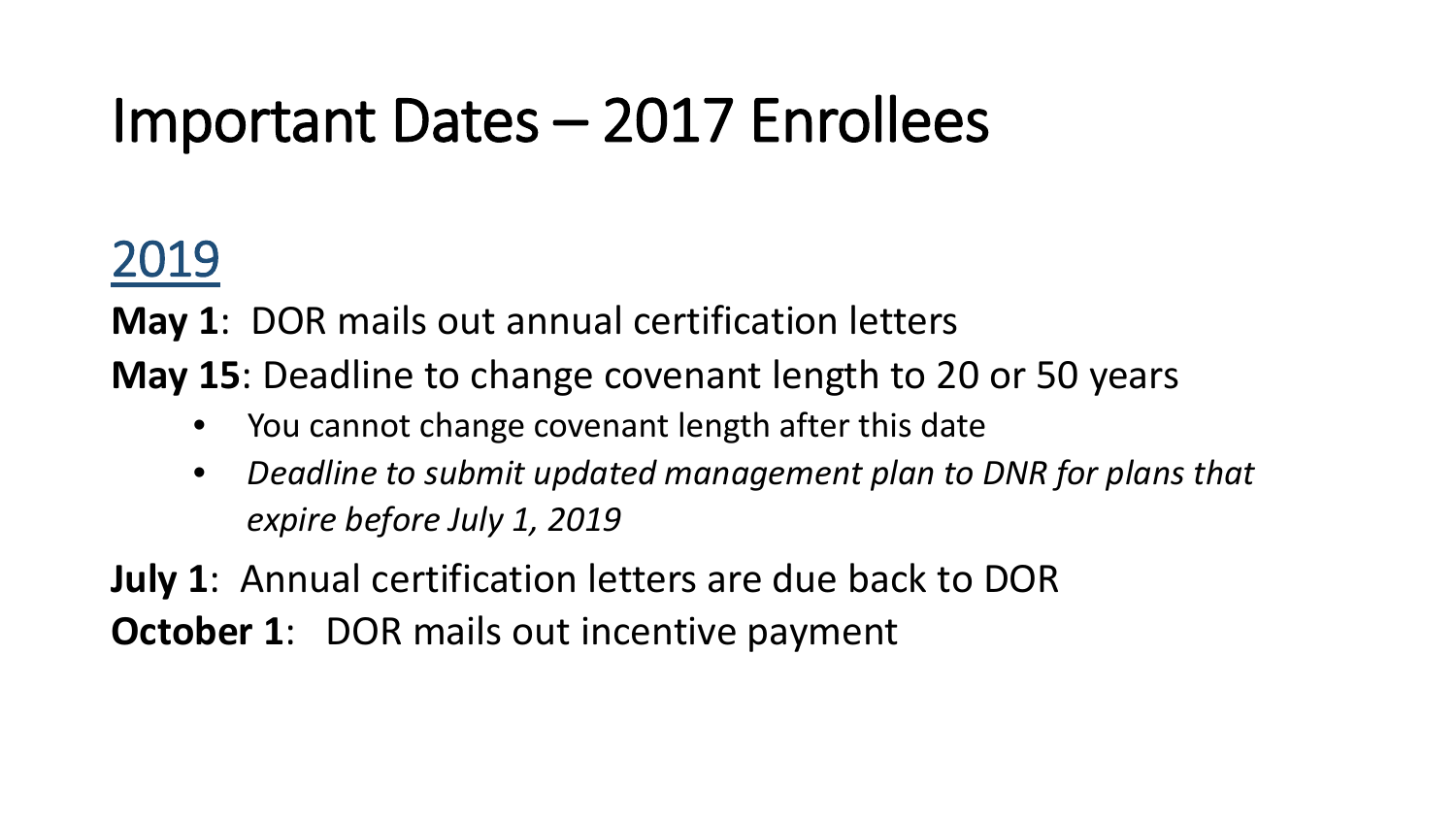# Important Dates – 2017 Enrollees

## 2019

**May 1**: DOR mails out annual certification letters

**May 15**: Deadline to change covenant length to 20 or 50 years

- You cannot change covenant length after this date
- *Deadline to submit updated management plan to DNR for plans that expire before July 1, 2019*

**July 1**: Annual certification letters are due back to DOR

**October 1**: DOR mails out incentive payment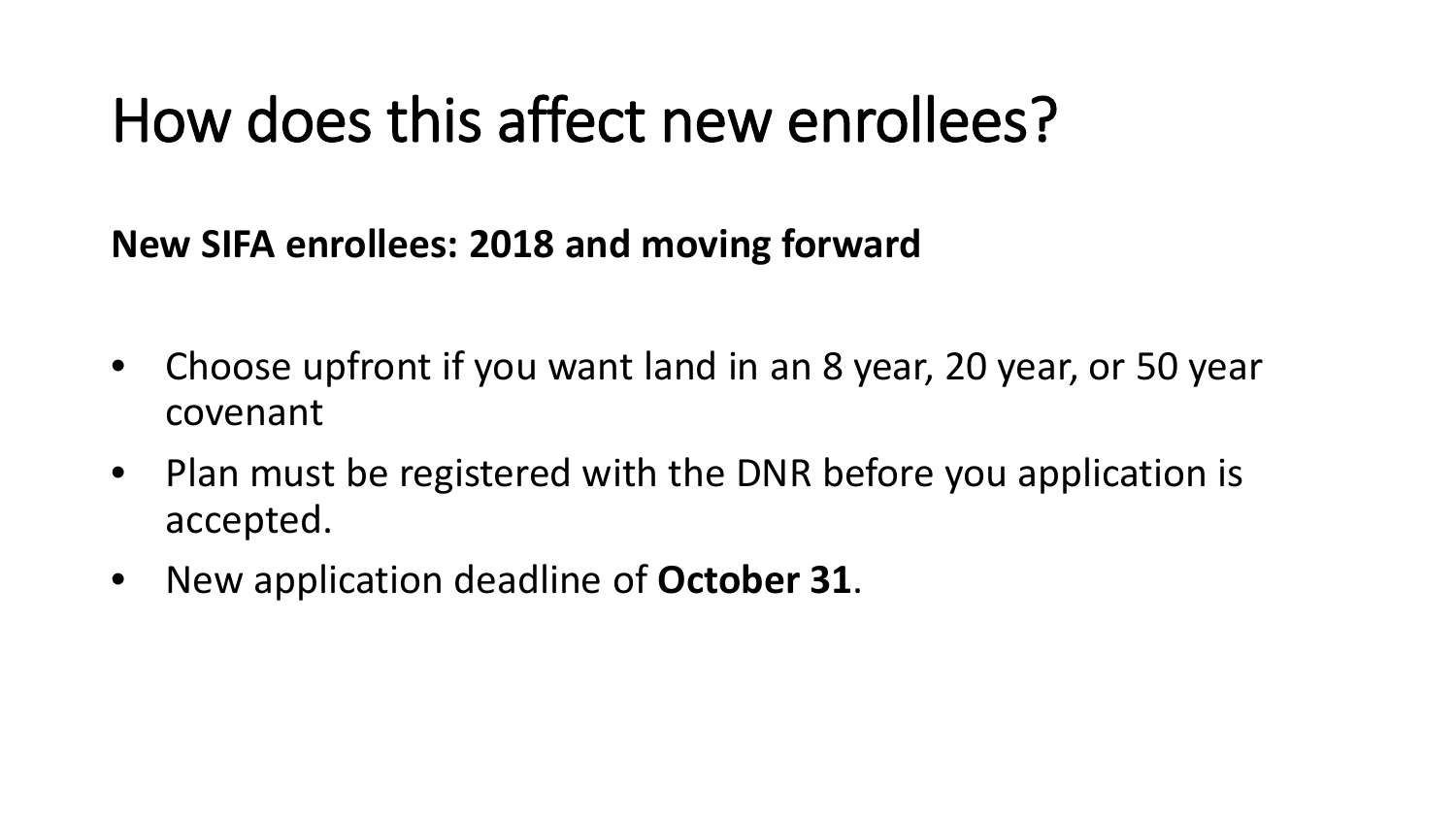# How does this affect new enrollees?

**New SIFA enrollees: 2018 and moving forward**

- Choose upfront if you want land in an 8 year, 20 year, or 50 year covenant
- Plan must be registered with the DNR before you application is accepted.
- New application deadline of **October 31**.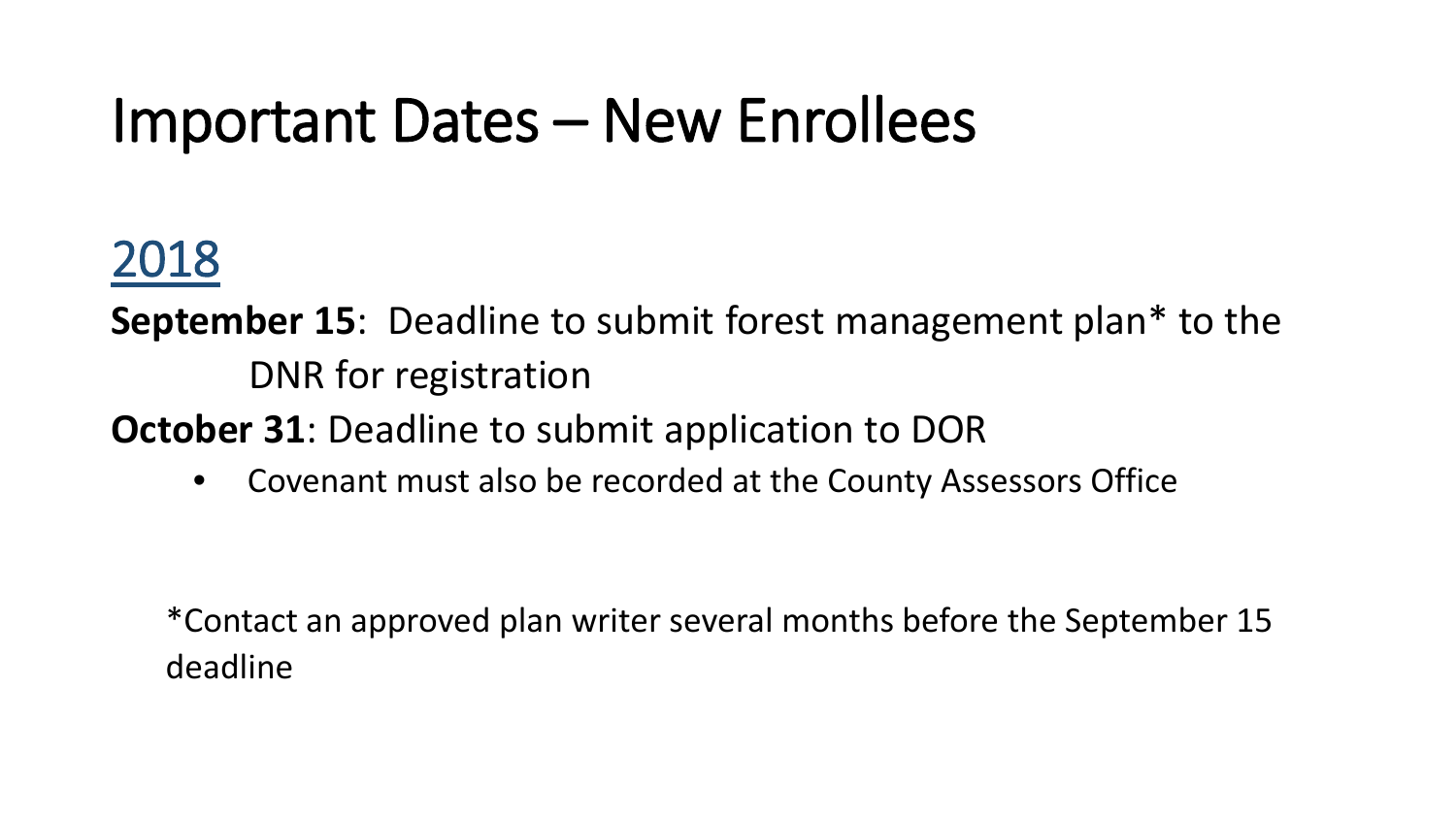# Important Dates – New Enrollees

## 2018

**September 15**: Deadline to submit forest management plan* to the DNR for registration

**October 31**: Deadline to submit application to DOR

- Covenant must also be recorded at the County Assessors Office

*Contact an approved plan writer several months before the September 15 deadline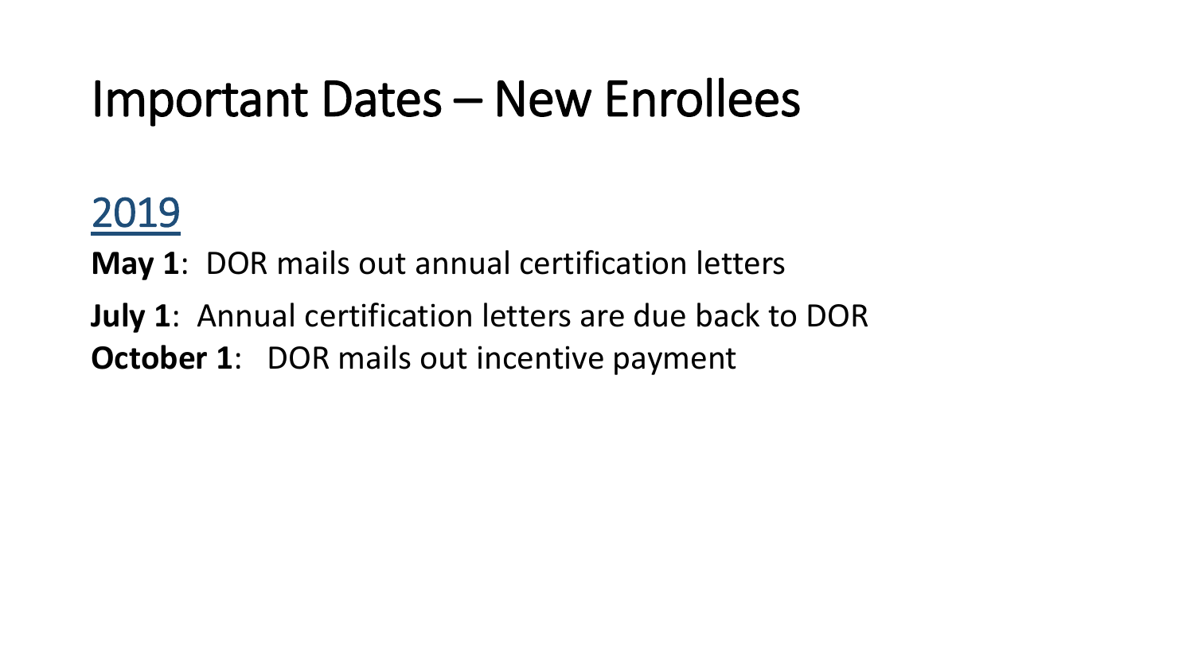# Important Dates – New Enrollees

## 2019

**May 1**: DOR mails out annual certification letters

**July 1**: Annual certification letters are due back to DOR

**October 1**: DOR mails out incentive payment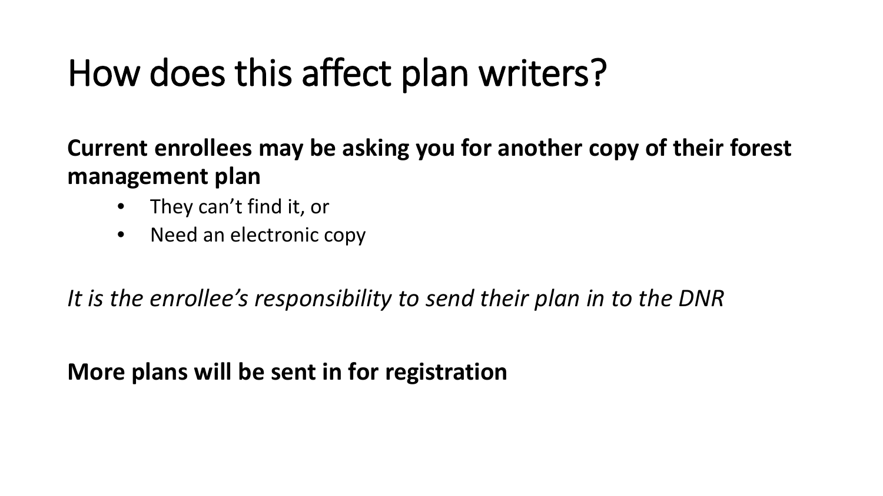# How does this affect plan writers?

**Current enrollees may be asking you for another copy of their forest management plan**

- They can't find it, or
- Need an electronic copy

*It is the enrollee's responsibility to send their plan in to the DNR*

**More plans will be sent in for registration**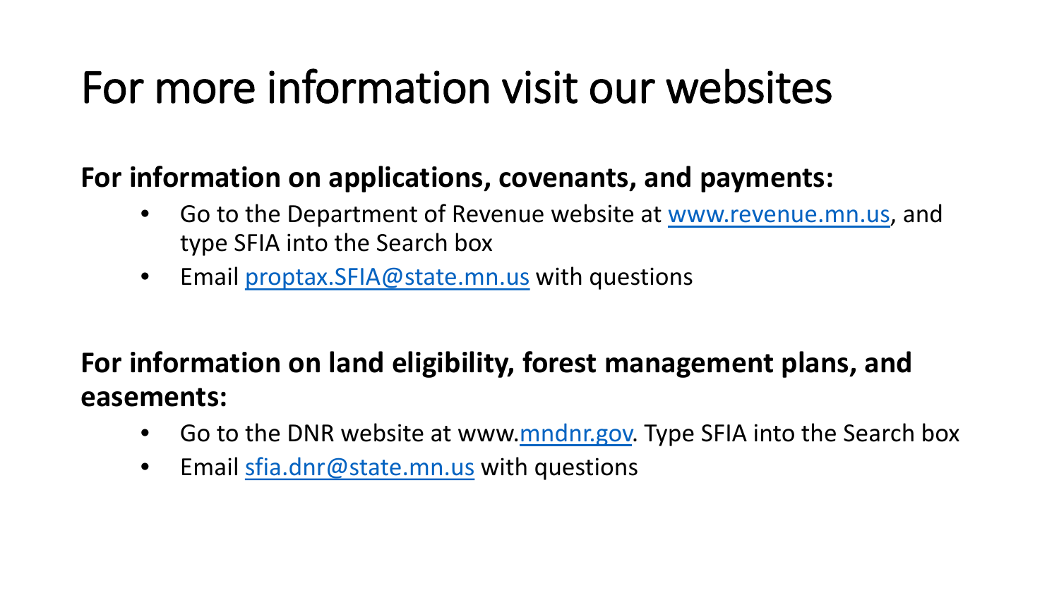# For more information visit our websites

**For information on applications, covenants, and payments:**

- Go to the Department of Revenue website at www.revenue.mn.us, and type SFIA into the Search box
- Email proptax.SFIA@state.mn.us with questions

**For information on land eligibility, forest management plans, and easements:**

- Go to the DNR website at www.mndnr.gov. Type SFIA into the Search box
- Email sfia.dnr@state.mn.us with questions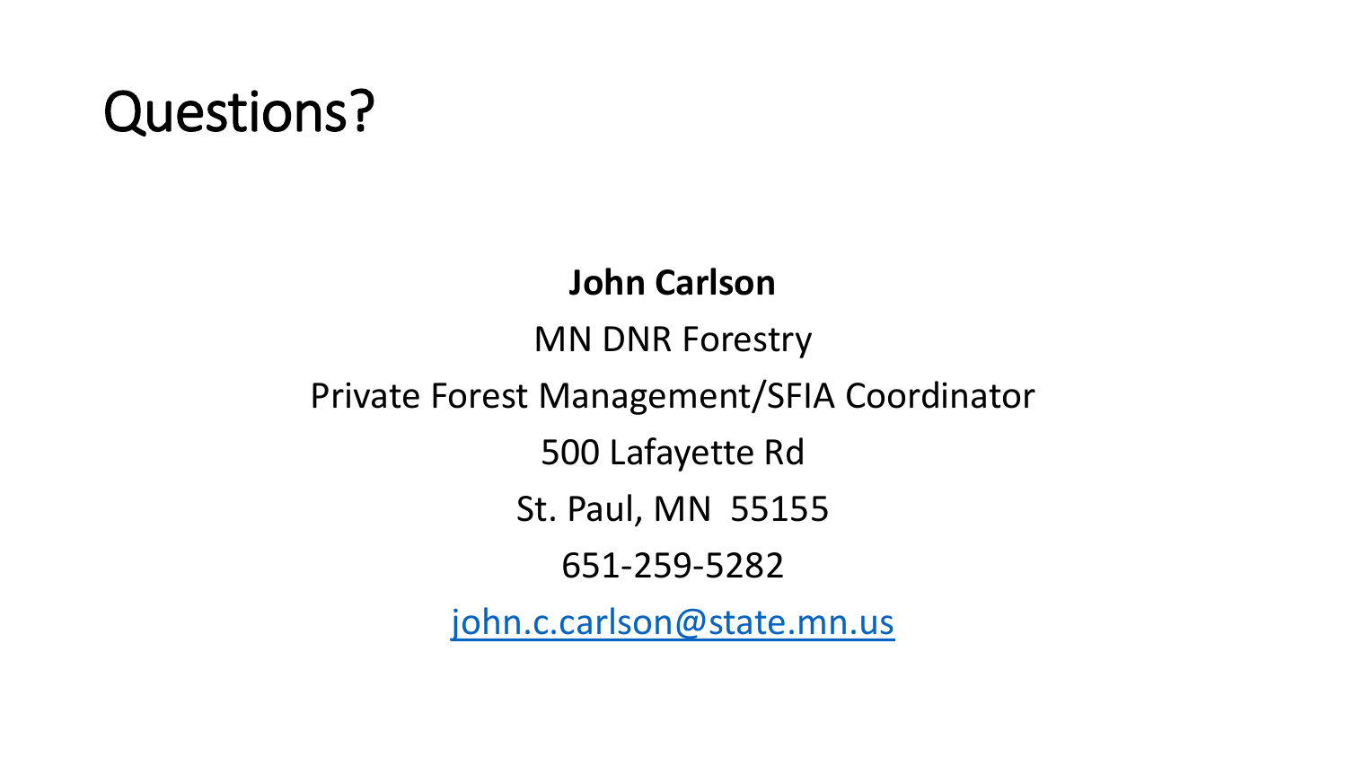# Questions?

**John Carlson**

MN DNR Forestry

Private Forest Management/SFIA Coordinator

500 Lafayette Rd

St. Paul, MN  55155

651-259-5282

john.c.carlson@state.mn.us